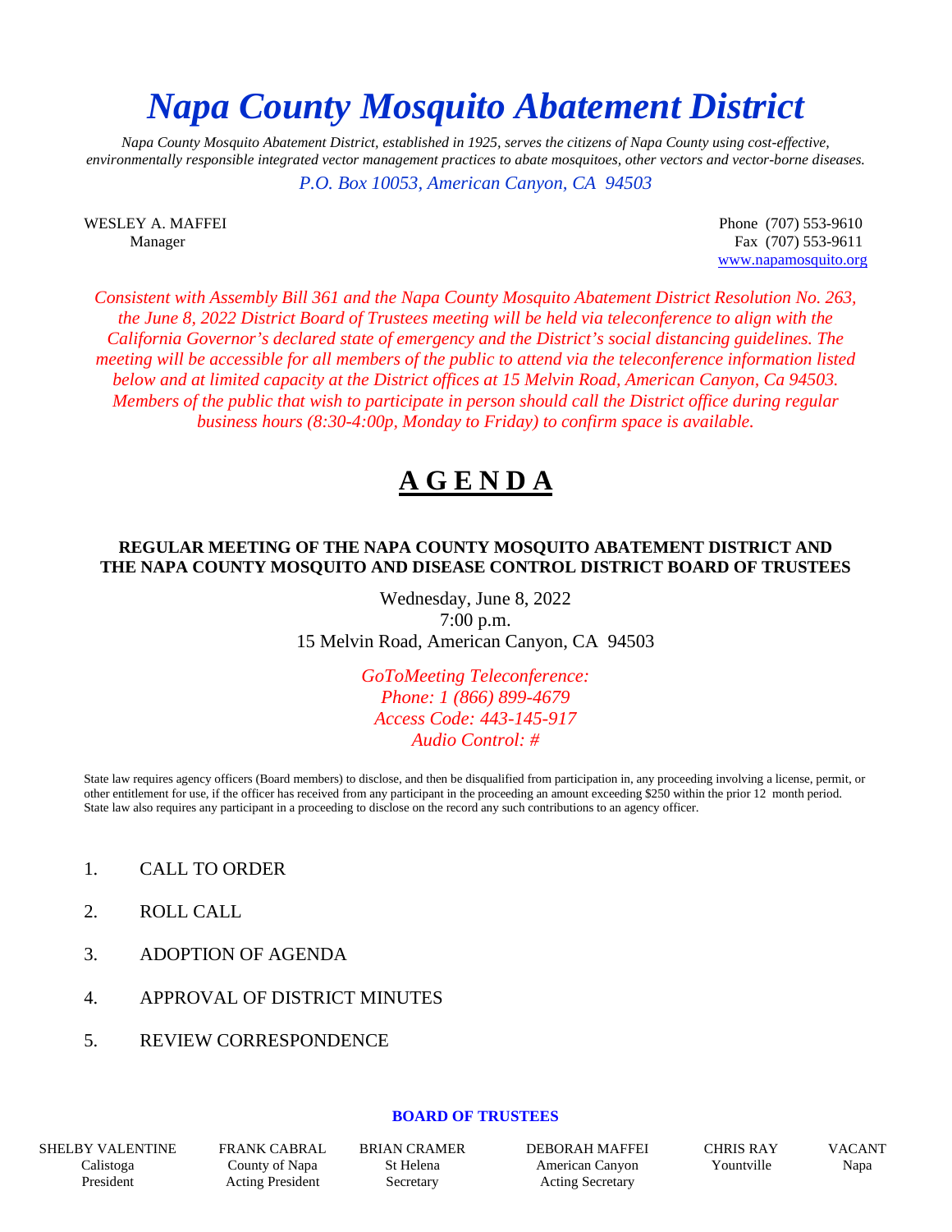# *Napa County Mosquito Abatement District*

*Napa County Mosquito Abatement District, established in 1925, serves the citizens of Napa County using cost-effective, environmentally responsible integrated vector management practices to abate mosquitoes, other vectors and vector-borne diseases.*

*P.O. Box 10053, American Canyon, CA 94503*

WESLEY A. MAFFEI
Manager

Phone (707) 553-9610
Fax (707) 553-9611
www.napamosquito.org

*Consistent with Assembly Bill 361 and the Napa County Mosquito Abatement District Resolution No. 263, the June 8, 2022 District Board of Trustees meeting will be held via teleconference to align with the California Governor's declared state of emergency and the District's social distancing guidelines. The meeting will be accessible for all members of the public to attend via the teleconference information listed below and at limited capacity at the District offices at 15 Melvin Road, American Canyon, Ca 94503. Members of the public that wish to participate in person should call the District office during regular business hours (8:30-4:00p, Monday to Friday) to confirm space is available.*

# A G E N D A

**REGULAR MEETING OF THE NAPA COUNTY MOSQUITO ABATEMENT DISTRICT AND THE NAPA COUNTY MOSQUITO AND DISEASE CONTROL DISTRICT BOARD OF TRUSTEES**

Wednesday, June 8, 2022
7:00 p.m.
15 Melvin Road, American Canyon, CA 94503

*GoToMeeting Teleconference:*
*Phone: 1 (866) 899-4679*
*Access Code: 443-145-917*
*Audio Control: #*

State law requires agency officers (Board members) to disclose, and then be disqualified from participation in, any proceeding involving a license, permit, or other entitlement for use, if the officer has received from any participant in the proceeding an amount exceeding $250 within the prior 12 month period. State law also requires any participant in a proceeding to disclose on the record any such contributions to an agency officer.

1. CALL TO ORDER
2. ROLL CALL
3. ADOPTION OF AGENDA
4. APPROVAL OF DISTRICT MINUTES
5. REVIEW CORRESPONDENCE

**BOARD OF TRUSTEES**

| SHELBY VALENTINE | FRANK CABRAL | BRIAN CRAMER | DEBORAH MAFFEI | CHRIS RAY | VACANT |
|---|---|---|---|---|---|
| Calistoga | County of Napa | St Helena | American Canyon | Yountville | Napa |
| President | Acting President | Secretary | Acting Secretary | | |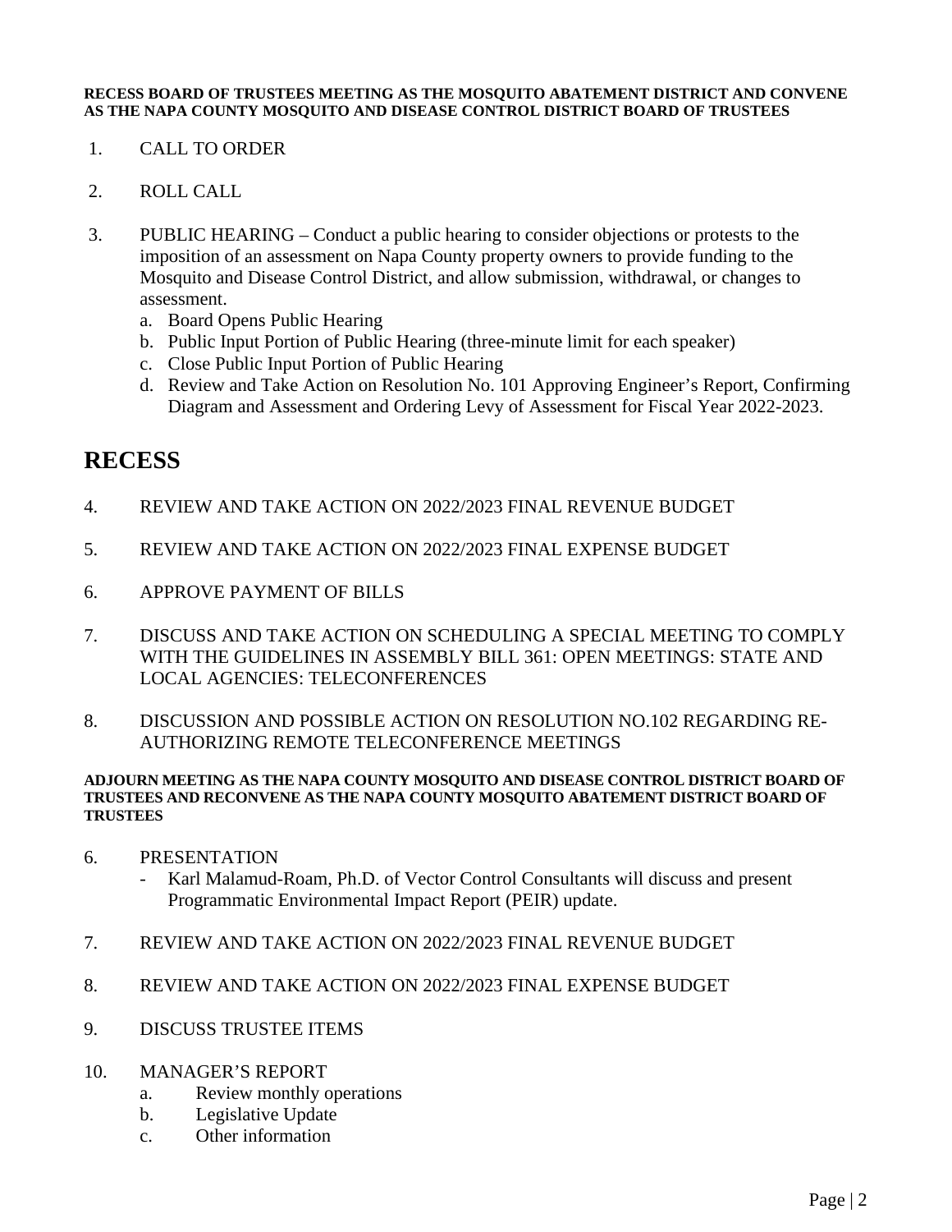**RECESS BOARD OF TRUSTEES MEETING AS THE MOSQUITO ABATEMENT DISTRICT AND CONVENE AS THE NAPA COUNTY MOSQUITO AND DISEASE CONTROL DISTRICT BOARD OF TRUSTEES**

1. CALL TO ORDER

2. ROLL CALL

3. PUBLIC HEARING – Conduct a public hearing to consider objections or protests to the imposition of an assessment on Napa County property owners to provide funding to the Mosquito and Disease Control District, and allow submission, withdrawal, or changes to assessment.
   a. Board Opens Public Hearing
   b. Public Input Portion of Public Hearing (three-minute limit for each speaker)
   c. Close Public Input Portion of Public Hearing
   d. Review and Take Action on Resolution No. 101 Approving Engineer's Report, Confirming Diagram and Assessment and Ordering Levy of Assessment for Fiscal Year 2022-2023.

# RECESS

4. REVIEW AND TAKE ACTION ON 2022/2023 FINAL REVENUE BUDGET

5. REVIEW AND TAKE ACTION ON 2022/2023 FINAL EXPENSE BUDGET

6. APPROVE PAYMENT OF BILLS

7. DISCUSS AND TAKE ACTION ON SCHEDULING A SPECIAL MEETING TO COMPLY WITH THE GUIDELINES IN ASSEMBLY BILL 361: OPEN MEETINGS: STATE AND LOCAL AGENCIES: TELECONFERENCES

8. DISCUSSION AND POSSIBLE ACTION ON RESOLUTION NO.102 REGARDING RE-AUTHORIZING REMOTE TELECONFERENCE MEETINGS

**ADJOURN MEETING AS THE NAPA COUNTY MOSQUITO AND DISEASE CONTROL DISTRICT BOARD OF TRUSTEES AND RECONVENE AS THE NAPA COUNTY MOSQUITO ABATEMENT DISTRICT BOARD OF TRUSTEES**

6. PRESENTATION
   - Karl Malamud-Roam, Ph.D. of Vector Control Consultants will discuss and present Programmatic Environmental Impact Report (PEIR) update.

7. REVIEW AND TAKE ACTION ON 2022/2023 FINAL REVENUE BUDGET

8. REVIEW AND TAKE ACTION ON 2022/2023 FINAL EXPENSE BUDGET

9. DISCUSS TRUSTEE ITEMS

10. MANAGER'S REPORT
    a. Review monthly operations
    b. Legislative Update
    c. Other information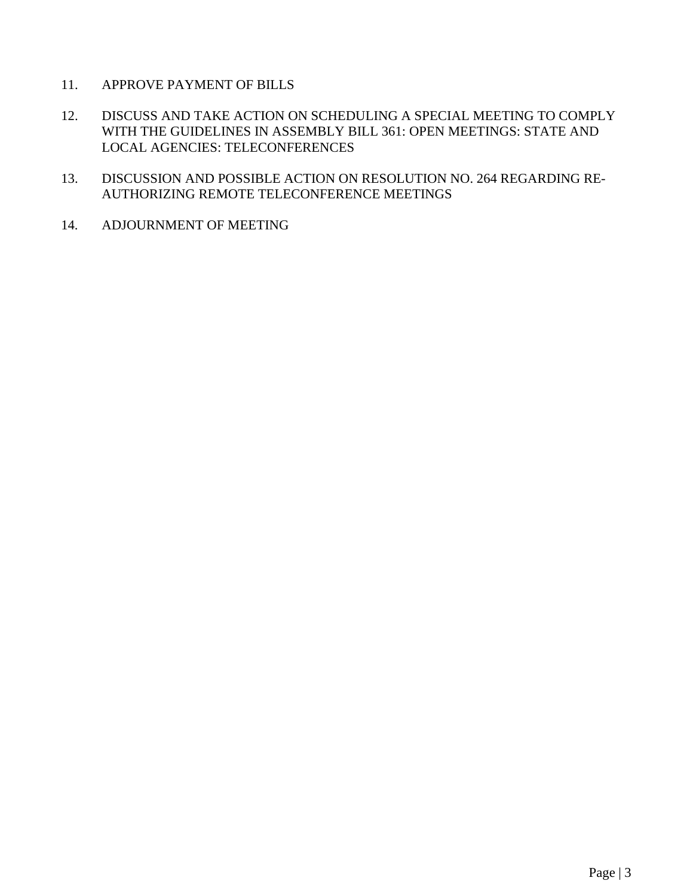11. APPROVE PAYMENT OF BILLS

12. DISCUSS AND TAKE ACTION ON SCHEDULING A SPECIAL MEETING TO COMPLY WITH THE GUIDELINES IN ASSEMBLY BILL 361: OPEN MEETINGS: STATE AND LOCAL AGENCIES: TELECONFERENCES

13. DISCUSSION AND POSSIBLE ACTION ON RESOLUTION NO. 264 REGARDING RE-AUTHORIZING REMOTE TELECONFERENCE MEETINGS

14. ADJOURNMENT OF MEETING